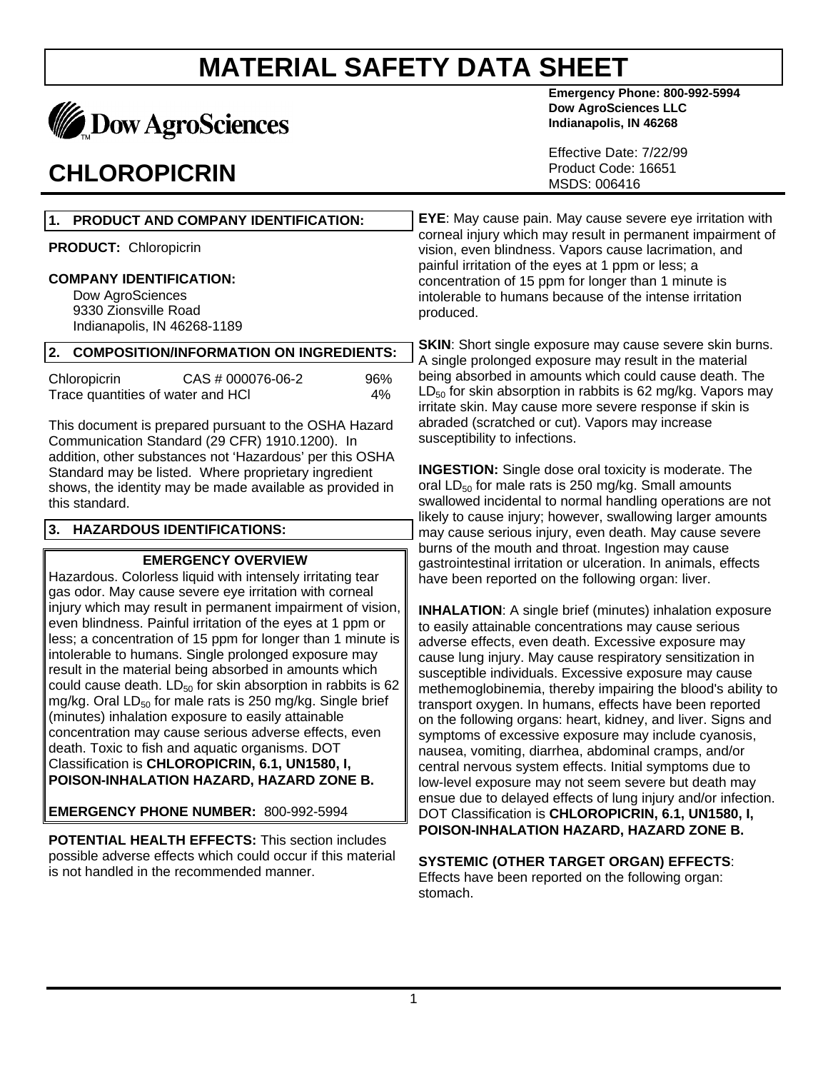# MATERIAL SAFETY DATA SHEET

Dow AgroSciences

**Emergency Phone: 800-992-5994**
**Dow AgroSciences LLC**
**Indianapolis, IN 46268**

## CHLOROPICRIN

Effective Date: 7/22/99
Product Code: 16651
MSDS: 006416

### 1. PRODUCT AND COMPANY IDENTIFICATION:

**PRODUCT:** Chloropicrin

**COMPANY IDENTIFICATION:**
Dow AgroSciences
9330 Zionsville Road
Indianapolis, IN 46268-1189

### 2. COMPOSITION/INFORMATION ON INGREDIENTS:

| | | |
|---|---|---|
| Chloropicrin | CAS # 000076-06-2 | 96% |
| Trace quantities of water and HCl | | 4% |

This document is prepared pursuant to the OSHA Hazard Communication Standard (29 CFR) 1910.1200). In addition, other substances not 'Hazardous' per this OSHA Standard may be listed. Where proprietary ingredient shows, the identity may be made available as provided in this standard.

### 3. HAZARDOUS IDENTIFICATIONS:

**EMERGENCY OVERVIEW**

Hazardous. Colorless liquid with intensely irritating tear gas odor. May cause severe eye irritation with corneal injury which may result in permanent impairment of vision, even blindness. Painful irritation of the eyes at 1 ppm or less; a concentration of 15 ppm for longer than 1 minute is intolerable to humans. Single prolonged exposure may result in the material being absorbed in amounts which could cause death. $LD_{50}$ for skin absorption in rabbits is 62 mg/kg. Oral $LD_{50}$ for male rats is 250 mg/kg. Single brief (minutes) inhalation exposure to easily attainable concentration may cause serious adverse effects, even death. Toxic to fish and aquatic organisms. DOT Classification is **CHLOROPICRIN, 6.1, UN1580, I, POISON-INHALATION HAZARD, HAZARD ZONE B.**

**EMERGENCY PHONE NUMBER:** 800-992-5994

**POTENTIAL HEALTH EFFECTS:** This section includes possible adverse effects which could occur if this material is not handled in the recommended manner.

**EYE**: May cause pain. May cause severe eye irritation with corneal injury which may result in permanent impairment of vision, even blindness. Vapors cause lacrimation, and painful irritation of the eyes at 1 ppm or less; a concentration of 15 ppm for longer than 1 minute is intolerable to humans because of the intense irritation produced.

**SKIN**: Short single exposure may cause severe skin burns. A single prolonged exposure may result in the material being absorbed in amounts which could cause death. The $LD_{50}$ for skin absorption in rabbits is 62 mg/kg. Vapors may irritate skin. May cause more severe response if skin is abraded (scratched or cut). Vapors may increase susceptibility to infections.

**INGESTION:** Single dose oral toxicity is moderate. The oral $LD_{50}$ for male rats is 250 mg/kg. Small amounts swallowed incidental to normal handling operations are not likely to cause injury; however, swallowing larger amounts may cause serious injury, even death. May cause severe burns of the mouth and throat. Ingestion may cause gastrointestinal irritation or ulceration. In animals, effects have been reported on the following organ: liver.

**INHALATION**: A single brief (minutes) inhalation exposure to easily attainable concentrations may cause serious adverse effects, even death. Excessive exposure may cause lung injury. May cause respiratory sensitization in susceptible individuals. Excessive exposure may cause methemoglobinemia, thereby impairing the blood's ability to transport oxygen. In humans, effects have been reported on the following organs: heart, kidney, and liver. Signs and symptoms of excessive exposure may include cyanosis, nausea, vomiting, diarrhea, abdominal cramps, and/or central nervous system effects. Initial symptoms due to low-level exposure may not seem severe but death may ensue due to delayed effects of lung injury and/or infection. DOT Classification is **CHLOROPICRIN, 6.1, UN1580, I, POISON-INHALATION HAZARD, HAZARD ZONE B.**

**SYSTEMIC (OTHER TARGET ORGAN) EFFECTS**: Effects have been reported on the following organ: stomach.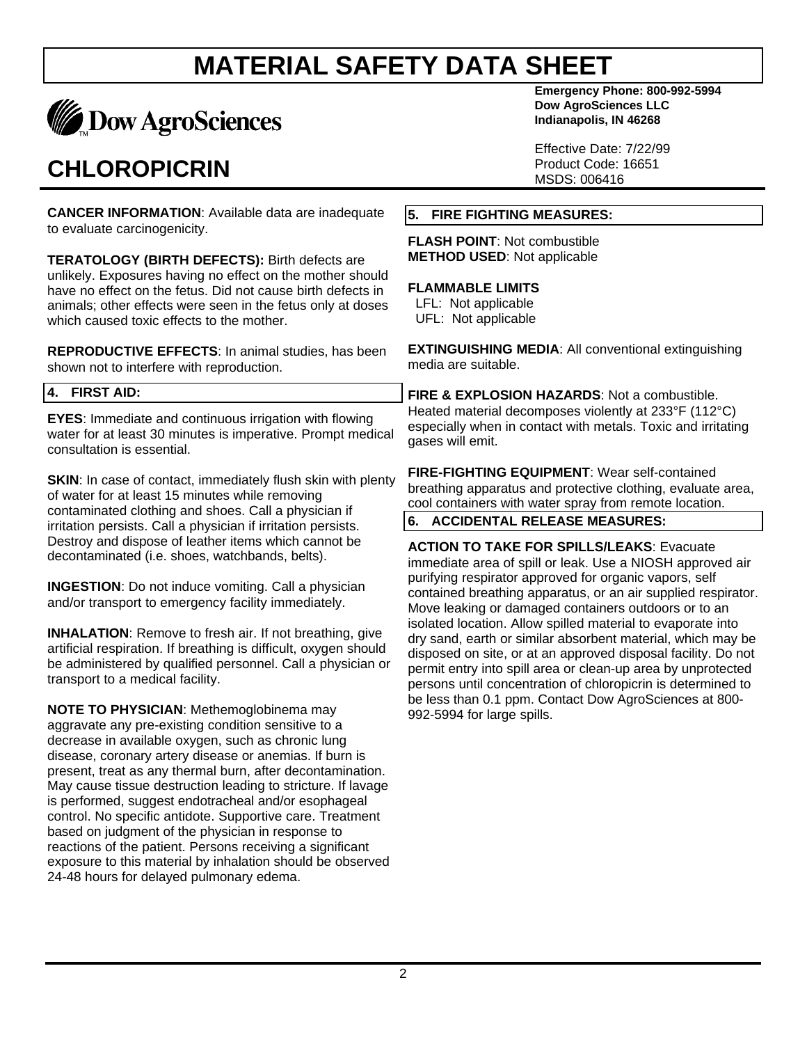# MATERIAL SAFETY DATA SHEET

Dow AgroSciences

**Emergency Phone: 800-992-5994**
**Dow AgroSciences LLC**
**Indianapolis, IN 46268**

## CHLOROPICRIN

Effective Date: 7/22/99
Product Code: 16651
MSDS: 006416

**CANCER INFORMATION**: Available data are inadequate to evaluate carcinogenicity.

**TERATOLOGY (BIRTH DEFECTS):** Birth defects are unlikely. Exposures having no effect on the mother should have no effect on the fetus. Did not cause birth defects in animals; other effects were seen in the fetus only at doses which caused toxic effects to the mother.

**REPRODUCTIVE EFFECTS**: In animal studies, has been shown not to interfere with reproduction.

### 4. FIRST AID:

**EYES**: Immediate and continuous irrigation with flowing water for at least 30 minutes is imperative. Prompt medical consultation is essential.

**SKIN**: In case of contact, immediately flush skin with plenty of water for at least 15 minutes while removing contaminated clothing and shoes. Call a physician if irritation persists. Call a physician if irritation persists. Destroy and dispose of leather items which cannot be decontaminated (i.e. shoes, watchbands, belts).

**INGESTION**: Do not induce vomiting. Call a physician and/or transport to emergency facility immediately.

**INHALATION**: Remove to fresh air. If not breathing, give artificial respiration. If breathing is difficult, oxygen should be administered by qualified personnel. Call a physician or transport to a medical facility.

**NOTE TO PHYSICIAN**: Methemoglobinema may aggravate any pre-existing condition sensitive to a decrease in available oxygen, such as chronic lung disease, coronary artery disease or anemias. If burn is present, treat as any thermal burn, after decontamination. May cause tissue destruction leading to stricture. If lavage is performed, suggest endotracheal and/or esophageal control. No specific antidote. Supportive care. Treatment based on judgment of the physician in response to reactions of the patient. Persons receiving a significant exposure to this material by inhalation should be observed 24-48 hours for delayed pulmonary edema.

### 5. FIRE FIGHTING MEASURES:

**FLASH POINT**: Not combustible
**METHOD USED**: Not applicable

**FLAMMABLE LIMITS**
LFL: Not applicable
UFL: Not applicable

**EXTINGUISHING MEDIA**: All conventional extinguishing media are suitable.

**FIRE & EXPLOSION HAZARDS**: Not a combustible. Heated material decomposes violently at 233°F (112°C) especially when in contact with metals. Toxic and irritating gases will emit.

**FIRE-FIGHTING EQUIPMENT**: Wear self-contained breathing apparatus and protective clothing, evaluate area, cool containers with water spray from remote location.

### 6. ACCIDENTAL RELEASE MEASURES:

**ACTION TO TAKE FOR SPILLS/LEAKS**: Evacuate immediate area of spill or leak. Use a NIOSH approved air purifying respirator approved for organic vapors, self contained breathing apparatus, or an air supplied respirator. Move leaking or damaged containers outdoors or to an isolated location. Allow spilled material to evaporate into dry sand, earth or similar absorbent material, which may be disposed on site, or at an approved disposal facility. Do not permit entry into spill area or clean-up area by unprotected persons until concentration of chloropicrin is determined to be less than 0.1 ppm. Contact Dow AgroSciences at 800-992-5994 for large spills.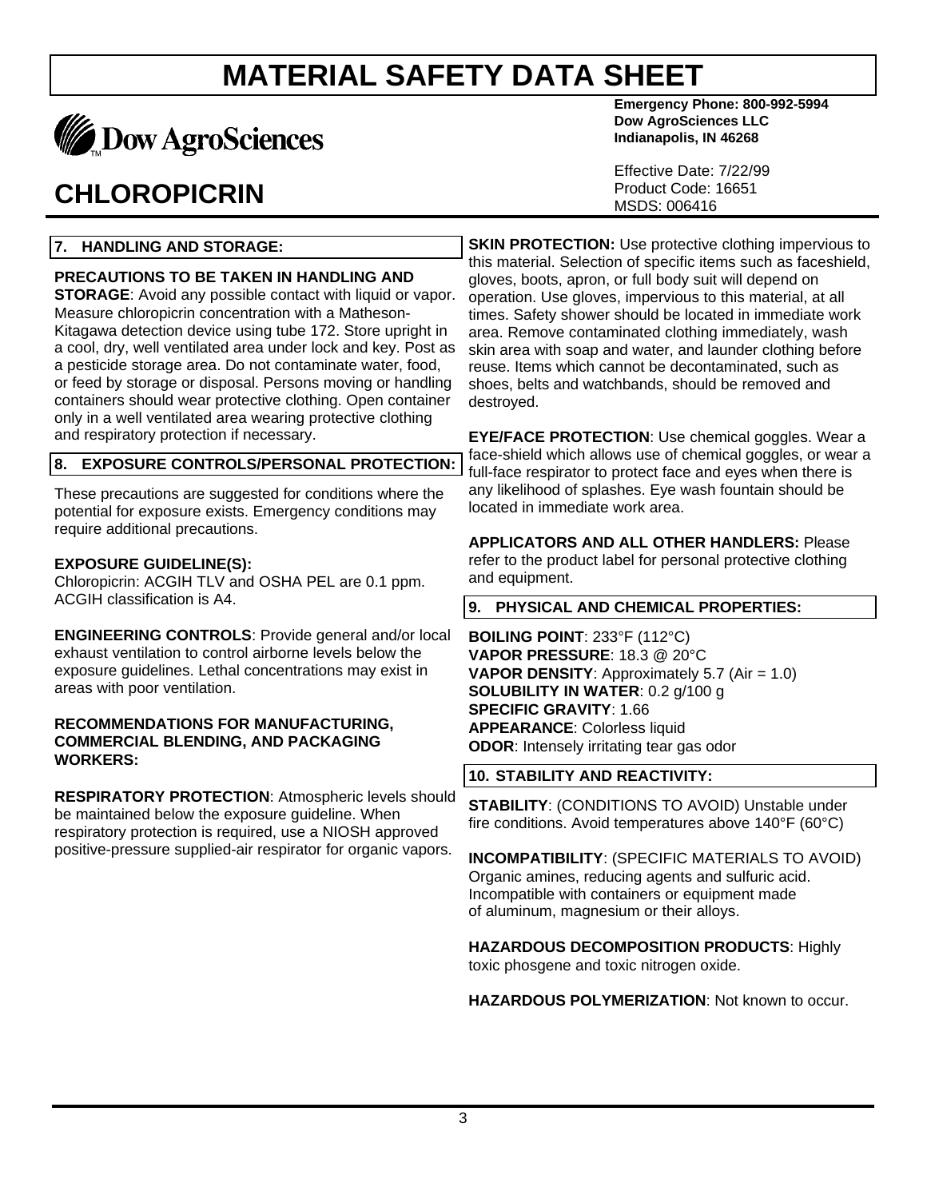# MATERIAL SAFETY DATA SHEET

Dow AgroSciences

**Emergency Phone: 800-992-5994**
**Dow AgroSciences LLC**
**Indianapolis, IN 46268**

Effective Date: 7/22/99
Product Code: 16651
MSDS: 006416

# CHLOROPICRIN

## 7. HANDLING AND STORAGE:

**PRECAUTIONS TO BE TAKEN IN HANDLING AND STORAGE**: Avoid any possible contact with liquid or vapor. Measure chloropicrin concentration with a Matheson-Kitagawa detection device using tube 172. Store upright in a cool, dry, well ventilated area under lock and key. Post as a pesticide storage area. Do not contaminate water, food, or feed by storage or disposal. Persons moving or handling containers should wear protective clothing. Open container only in a well ventilated area wearing protective clothing and respiratory protection if necessary.

## 8. EXPOSURE CONTROLS/PERSONAL PROTECTION:

These precautions are suggested for conditions where the potential for exposure exists. Emergency conditions may require additional precautions.

**EXPOSURE GUIDELINE(S):**
Chloropicrin: ACGIH TLV and OSHA PEL are 0.1 ppm. ACGIH classification is A4.

**ENGINEERING CONTROLS**: Provide general and/or local exhaust ventilation to control airborne levels below the exposure guidelines. Lethal concentrations may exist in areas with poor ventilation.

**RECOMMENDATIONS FOR MANUFACTURING, COMMERCIAL BLENDING, AND PACKAGING WORKERS:**

**RESPIRATORY PROTECTION**: Atmospheric levels should be maintained below the exposure guideline. When respiratory protection is required, use a NIOSH approved positive-pressure supplied-air respirator for organic vapors.

**SKIN PROTECTION:** Use protective clothing impervious to this material. Selection of specific items such as faceshield, gloves, boots, apron, or full body suit will depend on operation. Use gloves, impervious to this material, at all times. Safety shower should be located in immediate work area. Remove contaminated clothing immediately, wash skin area with soap and water, and launder clothing before reuse. Items which cannot be decontaminated, such as shoes, belts and watchbands, should be removed and destroyed.

**EYE/FACE PROTECTION**: Use chemical goggles. Wear a face-shield which allows use of chemical goggles, or wear a full-face respirator to protect face and eyes when there is any likelihood of splashes. Eye wash fountain should be located in immediate work area.

**APPLICATORS AND ALL OTHER HANDLERS:** Please refer to the product label for personal protective clothing and equipment.

## 9. PHYSICAL AND CHEMICAL PROPERTIES:

**BOILING POINT**: 233°F (112°C)
**VAPOR PRESSURE**: 18.3 @ 20°C
**VAPOR DENSITY**: Approximately 5.7 (Air = 1.0)
**SOLUBILITY IN WATER**: 0.2 g/100 g
**SPECIFIC GRAVITY**: 1.66
**APPEARANCE**: Colorless liquid
**ODOR**: Intensely irritating tear gas odor

## 10. STABILITY AND REACTIVITY:

**STABILITY**: (CONDITIONS TO AVOID) Unstable under fire conditions. Avoid temperatures above 140°F (60°C)

**INCOMPATIBILITY**: (SPECIFIC MATERIALS TO AVOID) Organic amines, reducing agents and sulfuric acid. Incompatible with containers or equipment made of aluminum, magnesium or their alloys.

**HAZARDOUS DECOMPOSITION PRODUCTS**: Highly toxic phosgene and toxic nitrogen oxide.

**HAZARDOUS POLYMERIZATION**: Not known to occur.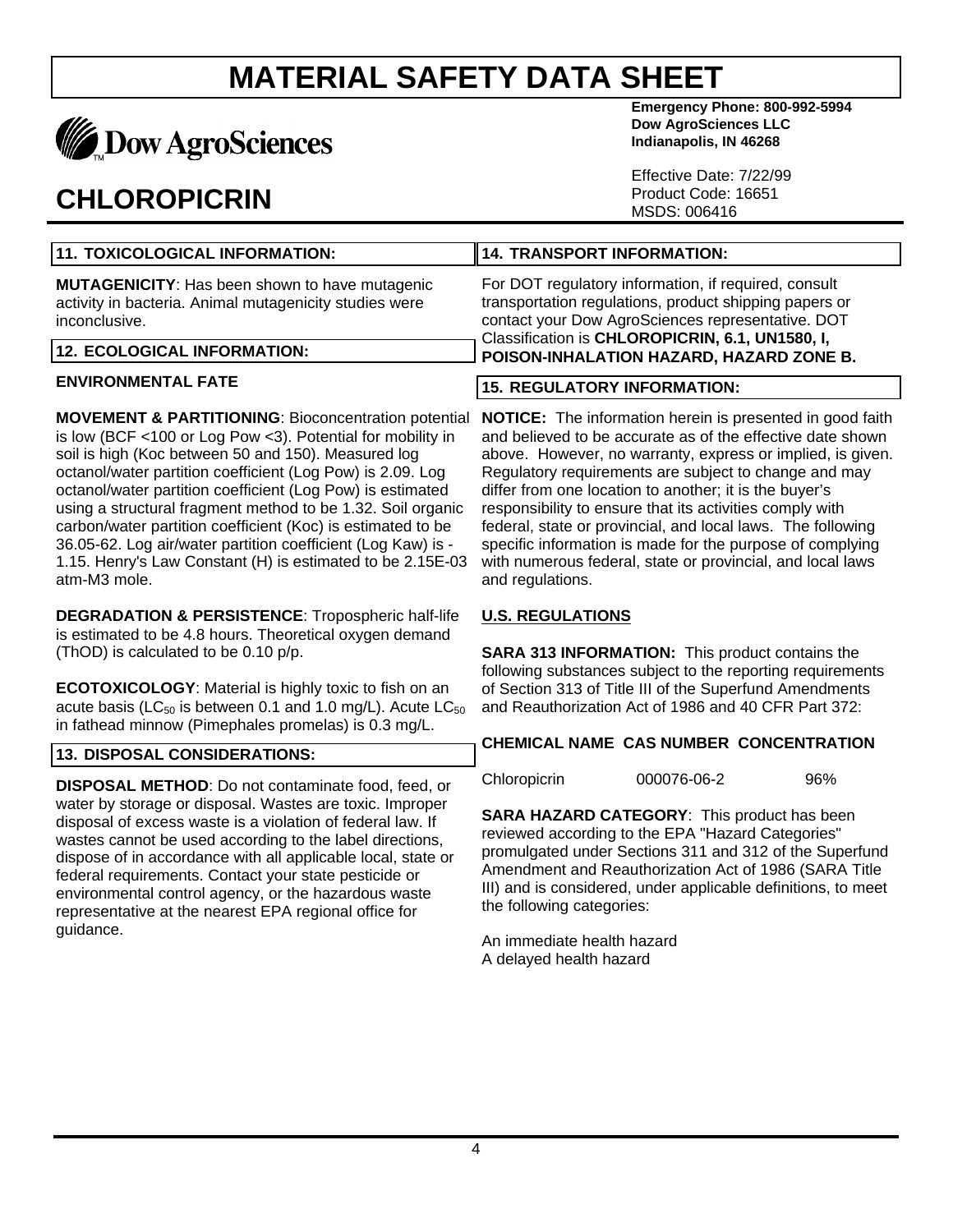# MATERIAL SAFETY DATA SHEET

Dow AgroSciences

**Emergency Phone: 800-992-5994**
**Dow AgroSciences LLC**
**Indianapolis, IN 46268**

## CHLOROPICRIN

Effective Date: 7/22/99
Product Code: 16651
MSDS: 006416

### 11. TOXICOLOGICAL INFORMATION:

**MUTAGENICITY**: Has been shown to have mutagenic activity in bacteria. Animal mutagenicity studies were inconclusive.

### 12. ECOLOGICAL INFORMATION:

**ENVIRONMENTAL FATE**

**MOVEMENT & PARTITIONING**: Bioconcentration potential is low (BCF <100 or Log Pow <3). Potential for mobility in soil is high (Koc between 50 and 150). Measured log octanol/water partition coefficient (Log Pow) is 2.09. Log octanol/water partition coefficient (Log Pow) is estimated using a structural fragment method to be 1.32. Soil organic carbon/water partition coefficient (Koc) is estimated to be 36.05-62. Log air/water partition coefficient (Log Kaw) is -1.15. Henry's Law Constant (H) is estimated to be 2.15E-03 atm-M3 mole.

**DEGRADATION & PERSISTENCE**: Tropospheric half-life is estimated to be 4.8 hours. Theoretical oxygen demand (ThOD) is calculated to be 0.10 p/p.

**ECOTOXICOLOGY**: Material is highly toxic to fish on an acute basis ($LC_{50}$ is between 0.1 and 1.0 mg/L). Acute $LC_{50}$ in fathead minnow (Pimephales promelas) is 0.3 mg/L.

### 13. DISPOSAL CONSIDERATIONS:

**DISPOSAL METHOD**: Do not contaminate food, feed, or water by storage or disposal. Wastes are toxic. Improper disposal of excess waste is a violation of federal law. If wastes cannot be used according to the label directions, dispose of in accordance with all applicable local, state or federal requirements. Contact your state pesticide or environmental control agency, or the hazardous waste representative at the nearest EPA regional office for guidance.

### 14. TRANSPORT INFORMATION:

For DOT regulatory information, if required, consult transportation regulations, product shipping papers or contact your Dow AgroSciences representative. DOT Classification is **CHLOROPICRIN, 6.1, UN1580, I, POISON-INHALATION HAZARD, HAZARD ZONE B.**

### 15. REGULATORY INFORMATION:

**NOTICE:** The information herein is presented in good faith and believed to be accurate as of the effective date shown above. However, no warranty, express or implied, is given. Regulatory requirements are subject to change and may differ from one location to another; it is the buyer's responsibility to ensure that its activities comply with federal, state or provincial, and local laws. The following specific information is made for the purpose of complying with numerous federal, state or provincial, and local laws and regulations.

**U.S. REGULATIONS**

**SARA 313 INFORMATION:** This product contains the following substances subject to the reporting requirements of Section 313 of Title III of the Superfund Amendments and Reauthorization Act of 1986 and 40 CFR Part 372:

| CHEMICAL NAME | CAS NUMBER | CONCENTRATION |
|---|---|---|
| Chloropicrin | 000076-06-2 | 96% |

**SARA HAZARD CATEGORY**: This product has been reviewed according to the EPA "Hazard Categories" promulgated under Sections 311 and 312 of the Superfund Amendment and Reauthorization Act of 1986 (SARA Title III) and is considered, under applicable definitions, to meet the following categories:

An immediate health hazard
A delayed health hazard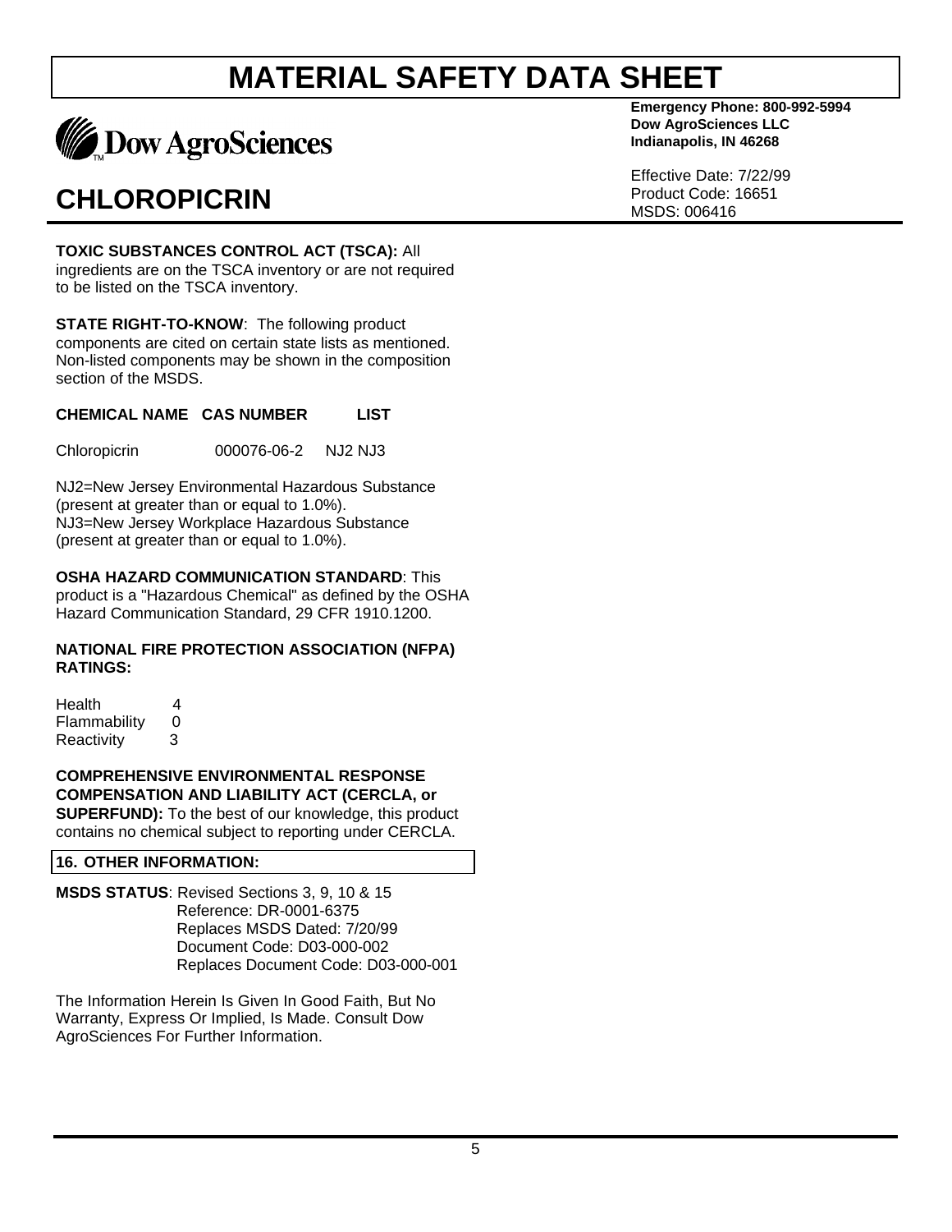# MATERIAL SAFETY DATA SHEET

**Emergency Phone: 800-992-5994**
**Dow AgroSciences LLC**
**Indianapolis, IN 46268**

Dow AgroSciences

Effective Date: 7/22/99
Product Code: 16651
MSDS: 006416

# CHLOROPICRIN

**TOXIC SUBSTANCES CONTROL ACT (TSCA):** All ingredients are on the TSCA inventory or are not required to be listed on the TSCA inventory.

**STATE RIGHT-TO-KNOW**: The following product components are cited on certain state lists as mentioned. Non-listed components may be shown in the composition section of the MSDS.

| CHEMICAL NAME | CAS NUMBER | LIST |
|---|---|---|
| Chloropicrin | 000076-06-2 | NJ2 NJ3 |

NJ2=New Jersey Environmental Hazardous Substance (present at greater than or equal to 1.0%).
NJ3=New Jersey Workplace Hazardous Substance (present at greater than or equal to 1.0%).

**OSHA HAZARD COMMUNICATION STANDARD**: This product is a "Hazardous Chemical" as defined by the OSHA Hazard Communication Standard, 29 CFR 1910.1200.

**NATIONAL FIRE PROTECTION ASSOCIATION (NFPA) RATINGS:**

| | |
|---|---|
| Health | 4 |
| Flammability | 0 |
| Reactivity | 3 |

**COMPREHENSIVE ENVIRONMENTAL RESPONSE COMPENSATION AND LIABILITY ACT (CERCLA, or SUPERFUND):** To the best of our knowledge, this product contains no chemical subject to reporting under CERCLA.

## 16. OTHER INFORMATION:

**MSDS STATUS**: Revised Sections 3, 9, 10 & 15
Reference: DR-0001-6375
Replaces MSDS Dated: 7/20/99
Document Code: D03-000-002
Replaces Document Code: D03-000-001

The Information Herein Is Given In Good Faith, But No Warranty, Express Or Implied, Is Made. Consult Dow AgroSciences For Further Information.